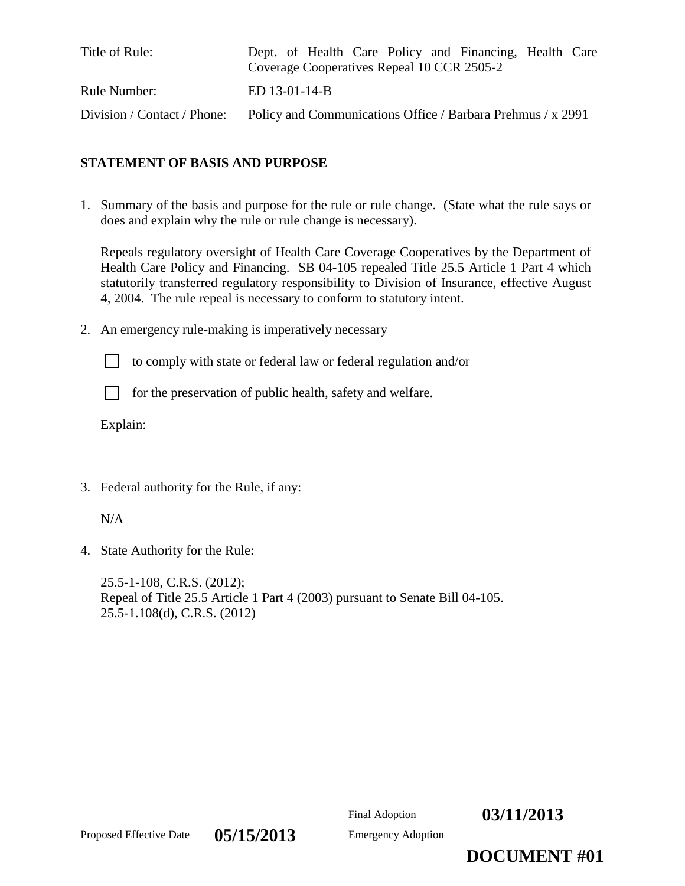| | |
|---|---|
| Title of Rule: | Dept. of Health Care Policy and Financing, Health Care Coverage Cooperatives Repeal 10 CCR 2505-2 |
| Rule Number: | ED 13-01-14-B |
| Division / Contact / Phone: | Policy and Communications Office / Barbara Prehmus / x 2991 |

**STATEMENT OF BASIS AND PURPOSE**

1. Summary of the basis and purpose for the rule or rule change. (State what the rule says or does and explain why the rule or rule change is necessary).

   Repeals regulatory oversight of Health Care Coverage Cooperatives by the Department of Health Care Policy and Financing. SB 04-105 repealed Title 25.5 Article 1 Part 4 which statutorily transferred regulatory responsibility to Division of Insurance, effective August 4, 2004. The rule repeal is necessary to conform to statutory intent.

2. An emergency rule-making is imperatively necessary

   ☐ to comply with state or federal law or federal regulation and/or

   ☐ for the preservation of public health, safety and welfare.

   Explain:

3. Federal authority for the Rule, if any:

   N/A

4. State Authority for the Rule:

   25.5-1-108, C.R.S. (2012);
   Repeal of Title 25.5 Article 1 Part 4 (2003) pursuant to Senate Bill 04-105.
   25.5-1.108(d), C.R.S. (2012)

Final Adoption **03/11/2013**

Proposed Effective Date **05/15/2013**

Emergency Adoption

**DOCUMENT #01**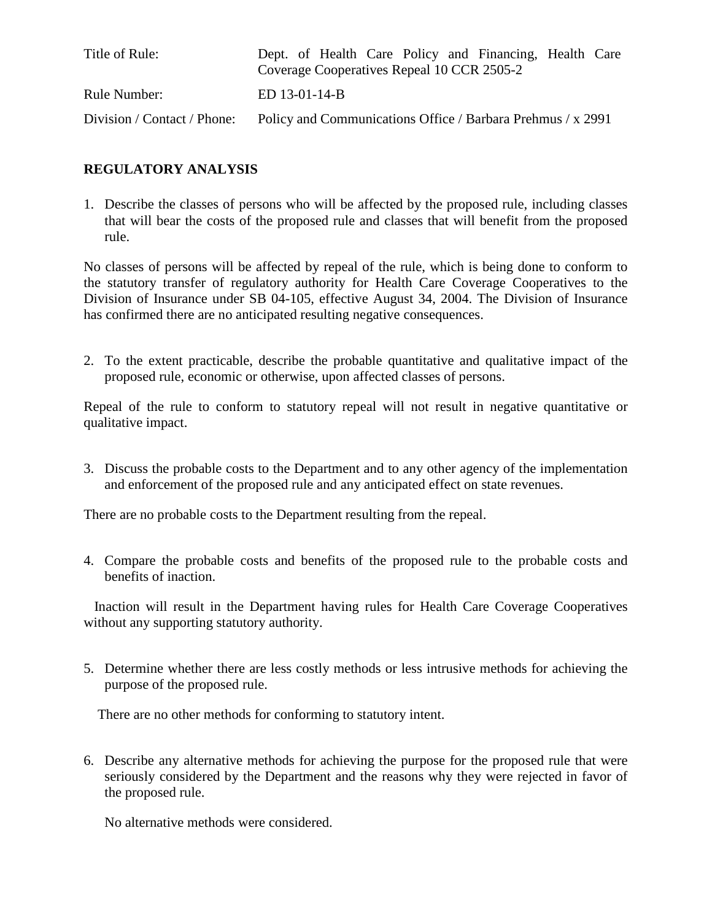| | |
|---|---|
| Title of Rule: | Dept. of Health Care Policy and Financing, Health Care Coverage Cooperatives Repeal 10 CCR 2505-2 |
| Rule Number: | ED 13-01-14-B |
| Division / Contact / Phone: | Policy and Communications Office / Barbara Prehmus / x 2991 |

## REGULATORY ANALYSIS

1. Describe the classes of persons who will be affected by the proposed rule, including classes that will bear the costs of the proposed rule and classes that will benefit from the proposed rule.

No classes of persons will be affected by repeal of the rule, which is being done to conform to the statutory transfer of regulatory authority for Health Care Coverage Cooperatives to the Division of Insurance under SB 04-105, effective August 34, 2004. The Division of Insurance has confirmed there are no anticipated resulting negative consequences.

2. To the extent practicable, describe the probable quantitative and qualitative impact of the proposed rule, economic or otherwise, upon affected classes of persons.

Repeal of the rule to conform to statutory repeal will not result in negative quantitative or qualitative impact.

3. Discuss the probable costs to the Department and to any other agency of the implementation and enforcement of the proposed rule and any anticipated effect on state revenues.

There are no probable costs to the Department resulting from the repeal.

4. Compare the probable costs and benefits of the proposed rule to the probable costs and benefits of inaction.

Inaction will result in the Department having rules for Health Care Coverage Cooperatives without any supporting statutory authority.

5. Determine whether there are less costly methods or less intrusive methods for achieving the purpose of the proposed rule.

There are no other methods for conforming to statutory intent.

6. Describe any alternative methods for achieving the purpose for the proposed rule that were seriously considered by the Department and the reasons why they were rejected in favor of the proposed rule.

No alternative methods were considered.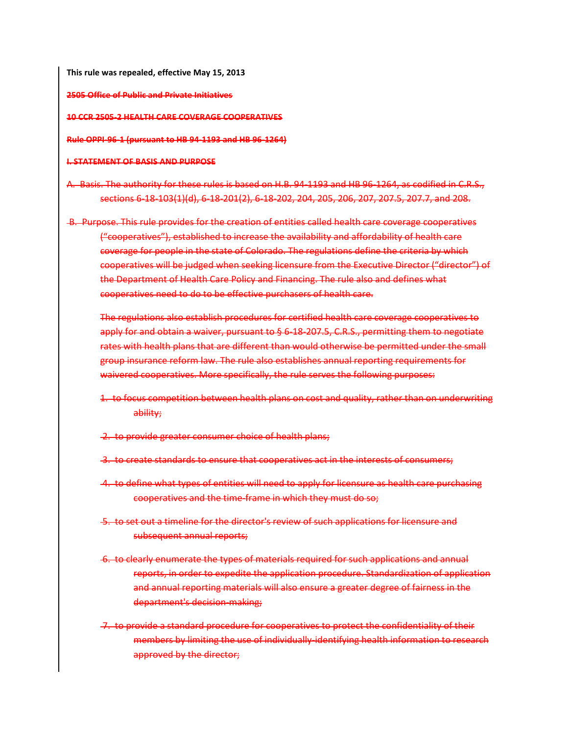**This rule was repealed, effective May 15, 2013**

~~**2505 Office of Public and Private Initiatives**~~

~~**10 CCR 2505-2 HEALTH CARE COVERAGE COOPERATIVES**~~

~~**Rule OPPI-96-1 (pursuant to HB 94-1193 and HB 96-1264)**~~

~~**I. STATEMENT OF BASIS AND PURPOSE**~~

~~A. Basis. The authority for these rules is based on H.B. 94-1193 and HB 96-1264, as codified in C.R.S., sections 6-18-103(1)(d), 6-18-201(2), 6-18-202, 204, 205, 206, 207, 207.5, 207.7, and 208.~~

~~B. Purpose. This rule provides for the creation of entities called health care coverage cooperatives ("cooperatives"), established to increase the availability and affordability of health care coverage for people in the state of Colorado. The regulations define the criteria by which cooperatives will be judged when seeking licensure from the Executive Director ("director") of the Department of Health Care Policy and Financing. The rule also and defines what cooperatives need to do to be effective purchasers of health care.~~

~~The regulations also establish procedures for certified health care coverage cooperatives to apply for and obtain a waiver, pursuant to § 6-18-207.5, C.R.S., permitting them to negotiate rates with health plans that are different than would otherwise be permitted under the small group insurance reform law. The rule also establishes annual reporting requirements for waivered cooperatives. More specifically, the rule serves the following purposes:~~

~~1. to focus competition between health plans on cost and quality, rather than on underwriting ability;~~

~~2. to provide greater consumer choice of health plans;~~

~~3. to create standards to ensure that cooperatives act in the interests of consumers;~~

~~4. to define what types of entities will need to apply for licensure as health care purchasing cooperatives and the time-frame in which they must do so;~~

~~5. to set out a timeline for the director's review of such applications for licensure and subsequent annual reports;~~

~~6. to clearly enumerate the types of materials required for such applications and annual reports, in order to expedite the application procedure. Standardization of application and annual reporting materials will also ensure a greater degree of fairness in the department's decision-making;~~

~~7. to provide a standard procedure for cooperatives to protect the confidentiality of their members by limiting the use of individually-identifying health information to research approved by the director;~~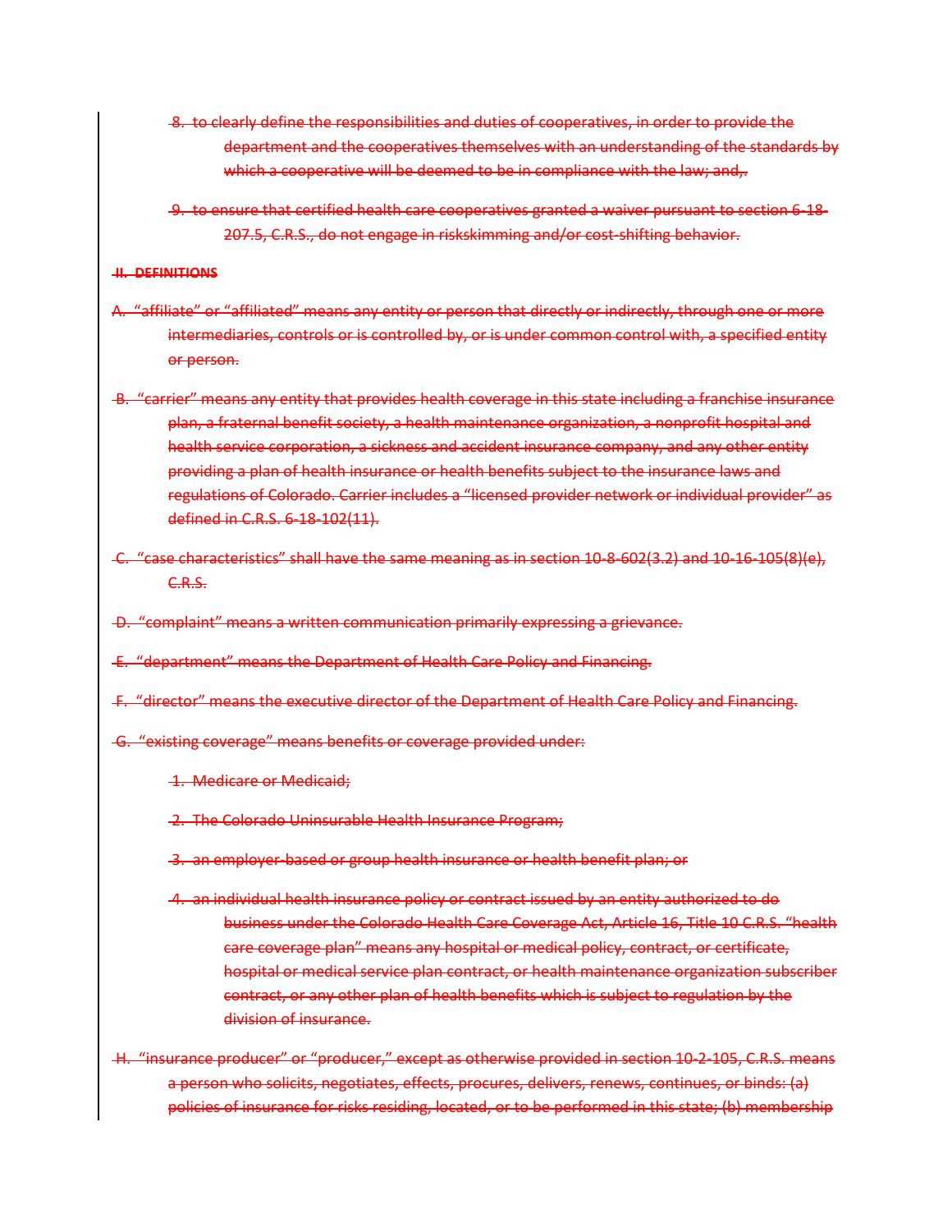~~8. to clearly define the responsibilities and duties of cooperatives, in order to provide the department and the cooperatives themselves with an understanding of the standards by which a cooperative will be deemed to be in compliance with the law; and,.~~

~~9. to ensure that certified health care cooperatives granted a waiver pursuant to section 6-18-207.5, C.R.S., do not engage in riskskimming and/or cost-shifting behavior.~~

~~**II. DEFINITIONS**~~

~~A. "affiliate" or "affiliated" means any entity or person that directly or indirectly, through one or more intermediaries, controls or is controlled by, or is under common control with, a specified entity or person.~~

~~B. "carrier" means any entity that provides health coverage in this state including a franchise insurance plan, a fraternal benefit society, a health maintenance organization, a nonprofit hospital and health service corporation, a sickness and accident insurance company, and any other entity providing a plan of health insurance or health benefits subject to the insurance laws and regulations of Colorado. Carrier includes a "licensed provider network or individual provider" as defined in C.R.S. 6-18-102(11).~~

~~C. "case characteristics" shall have the same meaning as in section 10-8-602(3.2) and 10-16-105(8)(e), C.R.S.~~

~~D. "complaint" means a written communication primarily expressing a grievance.~~

~~E. "department" means the Department of Health Care Policy and Financing.~~

~~F. "director" means the executive director of the Department of Health Care Policy and Financing.~~

~~G. "existing coverage" means benefits or coverage provided under:~~

~~1. Medicare or Medicaid;~~

~~2. The Colorado Uninsurable Health Insurance Program;~~

~~3. an employer-based or group health insurance or health benefit plan; or~~

~~4. an individual health insurance policy or contract issued by an entity authorized to do business under the Colorado Health Care Coverage Act, Article 16, Title 10 C.R.S. "health care coverage plan" means any hospital or medical policy, contract, or certificate, hospital or medical service plan contract, or health maintenance organization subscriber contract, or any other plan of health benefits which is subject to regulation by the division of insurance.~~

~~H. "insurance producer" or "producer," except as otherwise provided in section 10-2-105, C.R.S. means a person who solicits, negotiates, effects, procures, delivers, renews, continues, or binds: (a) policies of insurance for risks residing, located, or to be performed in this state; (b) membership~~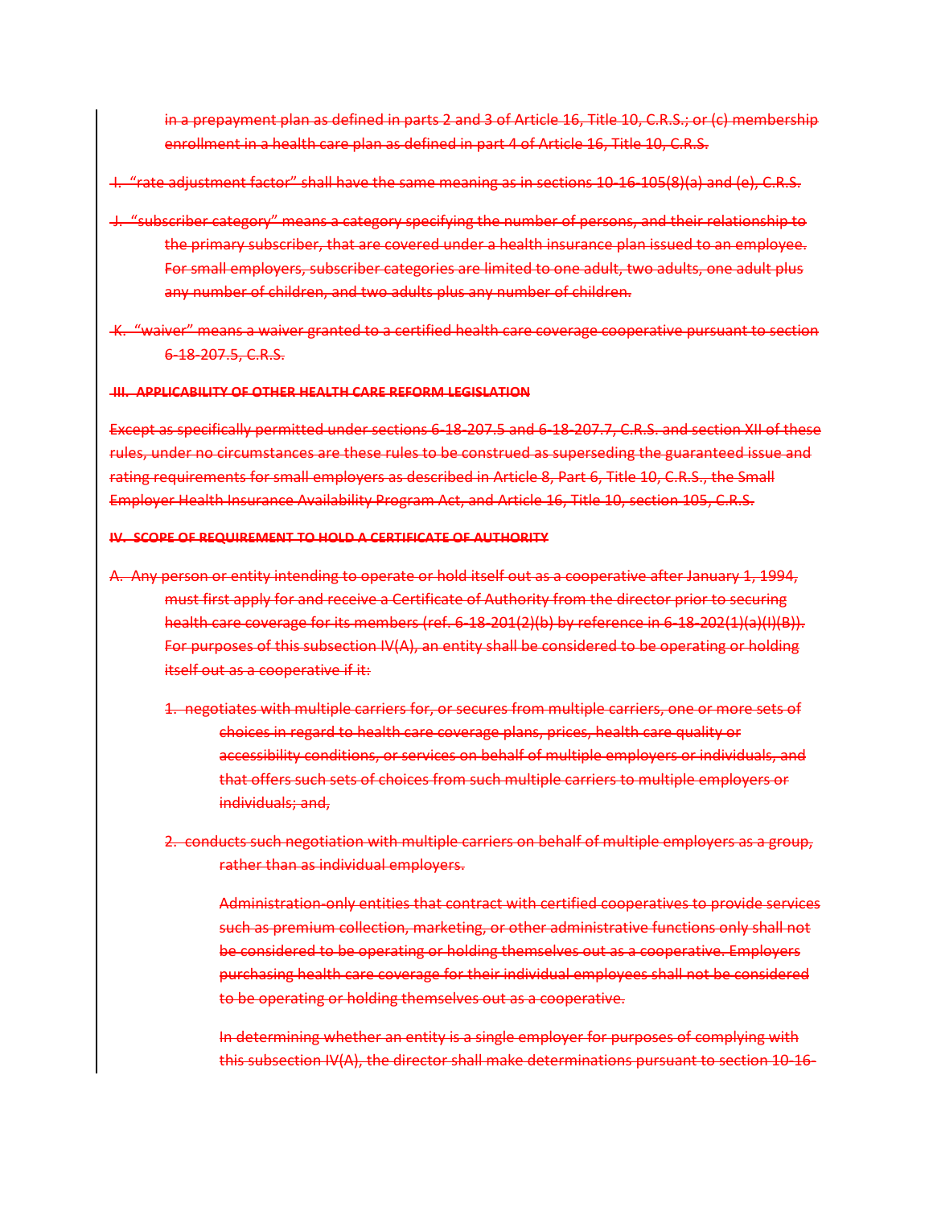~~in a prepayment plan as defined in parts 2 and 3 of Article 16, Title 10, C.R.S.; or (c) membership enrollment in a health care plan as defined in part 4 of Article 16, Title 10, C.R.S.~~

~~I. "rate adjustment factor" shall have the same meaning as in sections 10-16-105(8)(a) and (e), C.R.S.~~

~~J. "subscriber category" means a category specifying the number of persons, and their relationship to the primary subscriber, that are covered under a health insurance plan issued to an employee. For small employers, subscriber categories are limited to one adult, two adults, one adult plus any number of children, and two adults plus any number of children.~~

~~K. "waiver" means a waiver granted to a certified health care coverage cooperative pursuant to section 6-18-207.5, C.R.S.~~

**~~III. APPLICABILITY OF OTHER HEALTH CARE REFORM LEGISLATION~~**

~~Except as specifically permitted under sections 6-18-207.5 and 6-18-207.7, C.R.S. and section XII of these rules, under no circumstances are these rules to be construed as superseding the guaranteed issue and rating requirements for small employers as described in Article 8, Part 6, Title 10, C.R.S., the Small Employer Health Insurance Availability Program Act, and Article 16, Title 10, section 105, C.R.S.~~

**~~IV. SCOPE OF REQUIREMENT TO HOLD A CERTIFICATE OF AUTHORITY~~**

~~A. Any person or entity intending to operate or hold itself out as a cooperative after January 1, 1994, must first apply for and receive a Certificate of Authority from the director prior to securing health care coverage for its members (ref. 6-18-201(2)(b) by reference in 6-18-202(1)(a)(I)(B)). For purposes of this subsection IV(A), an entity shall be considered to be operating or holding itself out as a cooperative if it:~~

~~1. negotiates with multiple carriers for, or secures from multiple carriers, one or more sets of choices in regard to health care coverage plans, prices, health care quality or accessibility conditions, or services on behalf of multiple employers or individuals, and that offers such sets of choices from such multiple carriers to multiple employers or individuals; and,~~

~~2. conducts such negotiation with multiple carriers on behalf of multiple employers as a group, rather than as individual employers.~~

~~Administration-only entities that contract with certified cooperatives to provide services such as premium collection, marketing, or other administrative functions only shall not be considered to be operating or holding themselves out as a cooperative. Employers purchasing health care coverage for their individual employees shall not be considered to be operating or holding themselves out as a cooperative.~~

~~In determining whether an entity is a single employer for purposes of complying with this subsection IV(A), the director shall make determinations pursuant to section 10-16-~~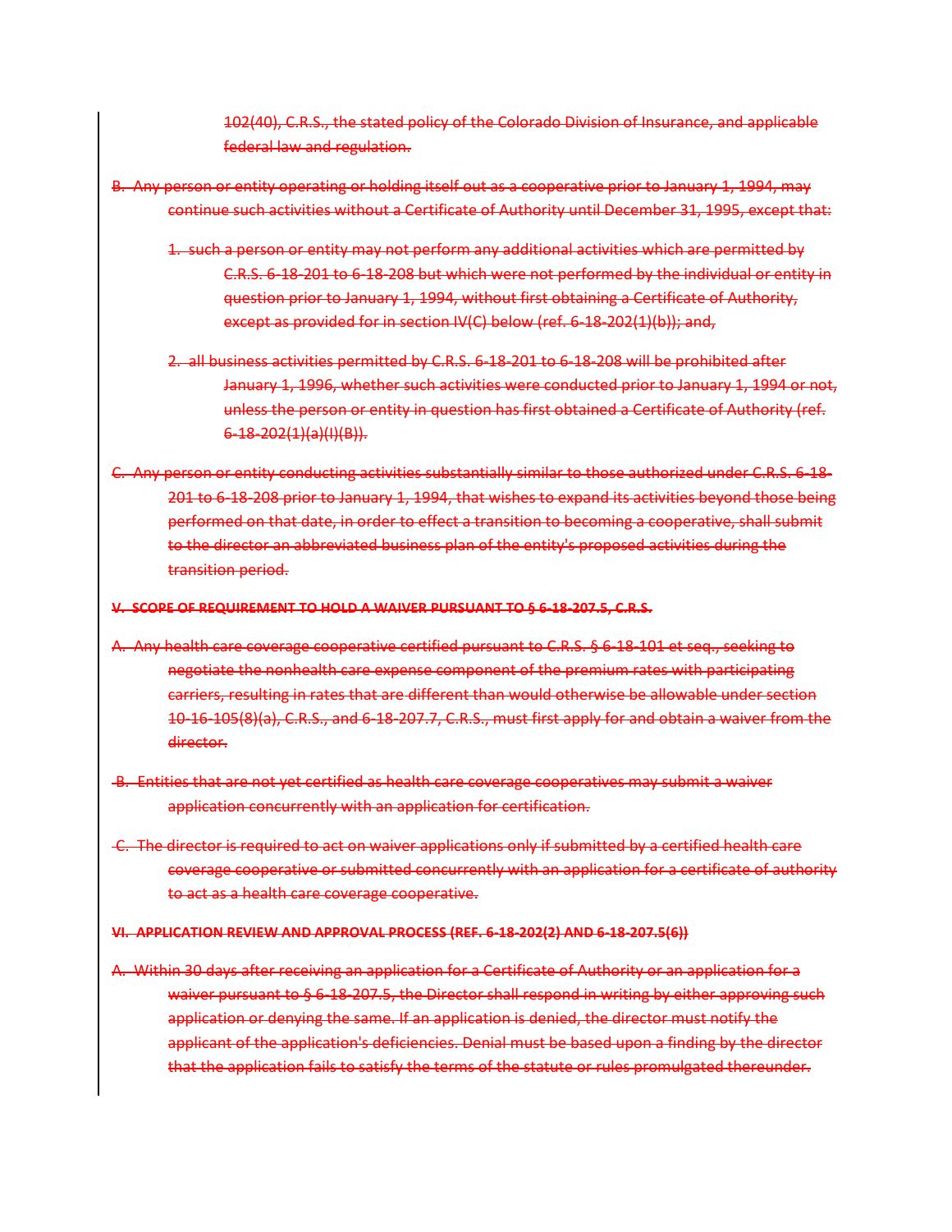102(40), C.R.S., the stated policy of the Colorado Division of Insurance, and applicable federal law and regulation.

B. Any person or entity operating or holding itself out as a cooperative prior to January 1, 1994, may continue such activities without a Certificate of Authority until December 31, 1995, except that:

1. such a person or entity may not perform any additional activities which are permitted by C.R.S. 6-18-201 to 6-18-208 but which were not performed by the individual or entity in question prior to January 1, 1994, without first obtaining a Certificate of Authority, except as provided for in section IV(C) below (ref. 6-18-202(1)(b)); and,

2. all business activities permitted by C.R.S. 6-18-201 to 6-18-208 will be prohibited after January 1, 1996, whether such activities were conducted prior to January 1, 1994 or not, unless the person or entity in question has first obtained a Certificate of Authority (ref. 6-18-202(1)(a)(I)(B)).

C. Any person or entity conducting activities substantially similar to those authorized under C.R.S. 6-18-201 to 6-18-208 prior to January 1, 1994, that wishes to expand its activities beyond those being performed on that date, in order to effect a transition to becoming a cooperative, shall submit to the director an abbreviated business plan of the entity's proposed activities during the transition period.

**V. SCOPE OF REQUIREMENT TO HOLD A WAIVER PURSUANT TO § 6-18-207.5, C.R.S.**

A. Any health care coverage cooperative certified pursuant to C.R.S. § 6-18-101 et seq., seeking to negotiate the nonhealth care expense component of the premium rates with participating carriers, resulting in rates that are different than would otherwise be allowable under section 10-16-105(8)(a), C.R.S., and 6-18-207.7, C.R.S., must first apply for and obtain a waiver from the director.

B. Entities that are not yet certified as health care coverage cooperatives may submit a waiver application concurrently with an application for certification.

C. The director is required to act on waiver applications only if submitted by a certified health care coverage cooperative or submitted concurrently with an application for a certificate of authority to act as a health care coverage cooperative.

**VI. APPLICATION REVIEW AND APPROVAL PROCESS (REF. 6-18-202(2) AND 6-18-207.5(6))**

A. Within 30 days after receiving an application for a Certificate of Authority or an application for a waiver pursuant to § 6-18-207.5, the Director shall respond in writing by either approving such application or denying the same. If an application is denied, the director must notify the applicant of the application's deficiencies. Denial must be based upon a finding by the director that the application fails to satisfy the terms of the statute or rules promulgated thereunder.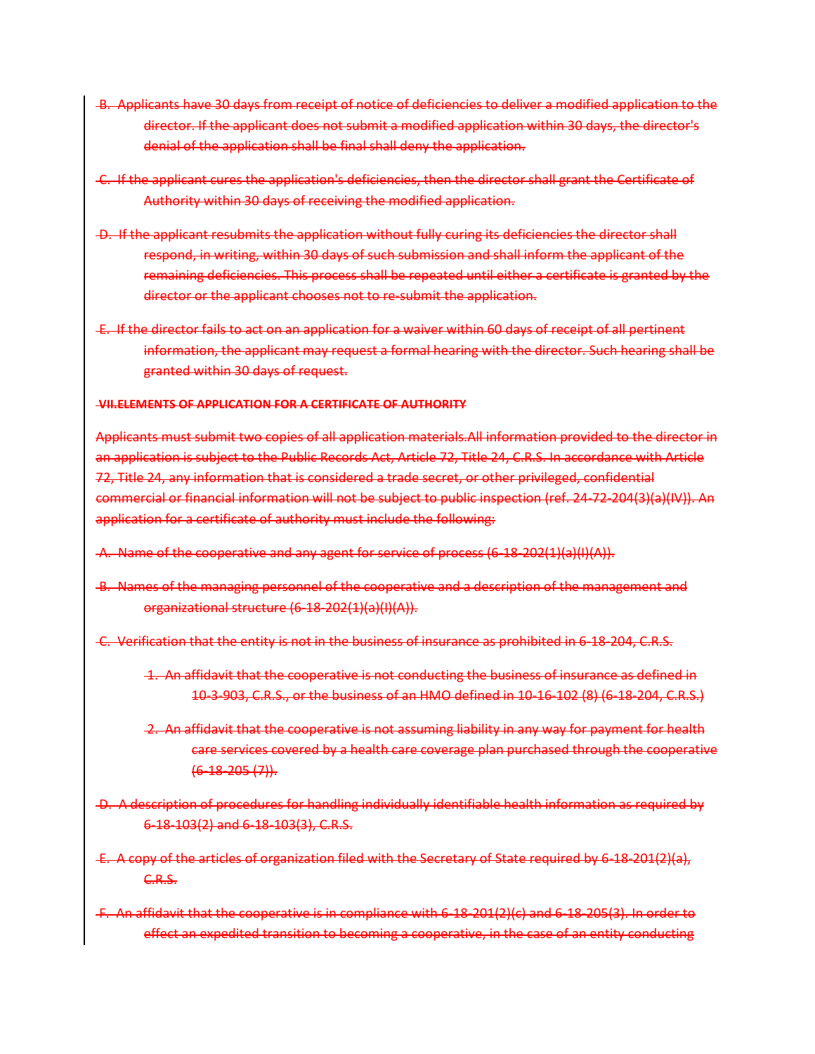~~B. Applicants have 30 days from receipt of notice of deficiencies to deliver a modified application to the director. If the applicant does not submit a modified application within 30 days, the director's denial of the application shall be final shall deny the application.~~

~~C. If the applicant cures the application's deficiencies, then the director shall grant the Certificate of Authority within 30 days of receiving the modified application.~~

~~D. If the applicant resubmits the application without fully curing its deficiencies the director shall respond, in writing, within 30 days of such submission and shall inform the applicant of the remaining deficiencies. This process shall be repeated until either a certificate is granted by the director or the applicant chooses not to re-submit the application.~~

~~E. If the director fails to act on an application for a waiver within 60 days of receipt of all pertinent information, the applicant may request a formal hearing with the director. Such hearing shall be granted within 30 days of request.~~

~~**VII.ELEMENTS OF APPLICATION FOR A CERTIFICATE OF AUTHORITY**~~

~~Applicants must submit two copies of all application materials.All information provided to the director in an application is subject to the Public Records Act, Article 72, Title 24, C.R.S. In accordance with Article 72, Title 24, any information that is considered a trade secret, or other privileged, confidential commercial or financial information will not be subject to public inspection (ref. 24-72-204(3)(a)(IV)). An application for a certificate of authority must include the following:~~

~~A. Name of the cooperative and any agent for service of process (6-18-202(1)(a)(I)(A)).~~

~~B. Names of the managing personnel of the cooperative and a description of the management and organizational structure (6-18-202(1)(a)(I)(A)).~~

~~C. Verification that the entity is not in the business of insurance as prohibited in 6-18-204, C.R.S.~~

~~1. An affidavit that the cooperative is not conducting the business of insurance as defined in 10-3-903, C.R.S., or the business of an HMO defined in 10-16-102 (8) (6-18-204, C.R.S.)~~

~~2. An affidavit that the cooperative is not assuming liability in any way for payment for health care services covered by a health care coverage plan purchased through the cooperative (6-18-205 (7)).~~

~~D. A description of procedures for handling individually identifiable health information as required by 6-18-103(2) and 6-18-103(3), C.R.S.~~

~~E. A copy of the articles of organization filed with the Secretary of State required by 6-18-201(2)(a), C.R.S.~~

~~F. An affidavit that the cooperative is in compliance with 6-18-201(2)(c) and 6-18-205(3). In order to effect an expedited transition to becoming a cooperative, in the case of an entity conducting~~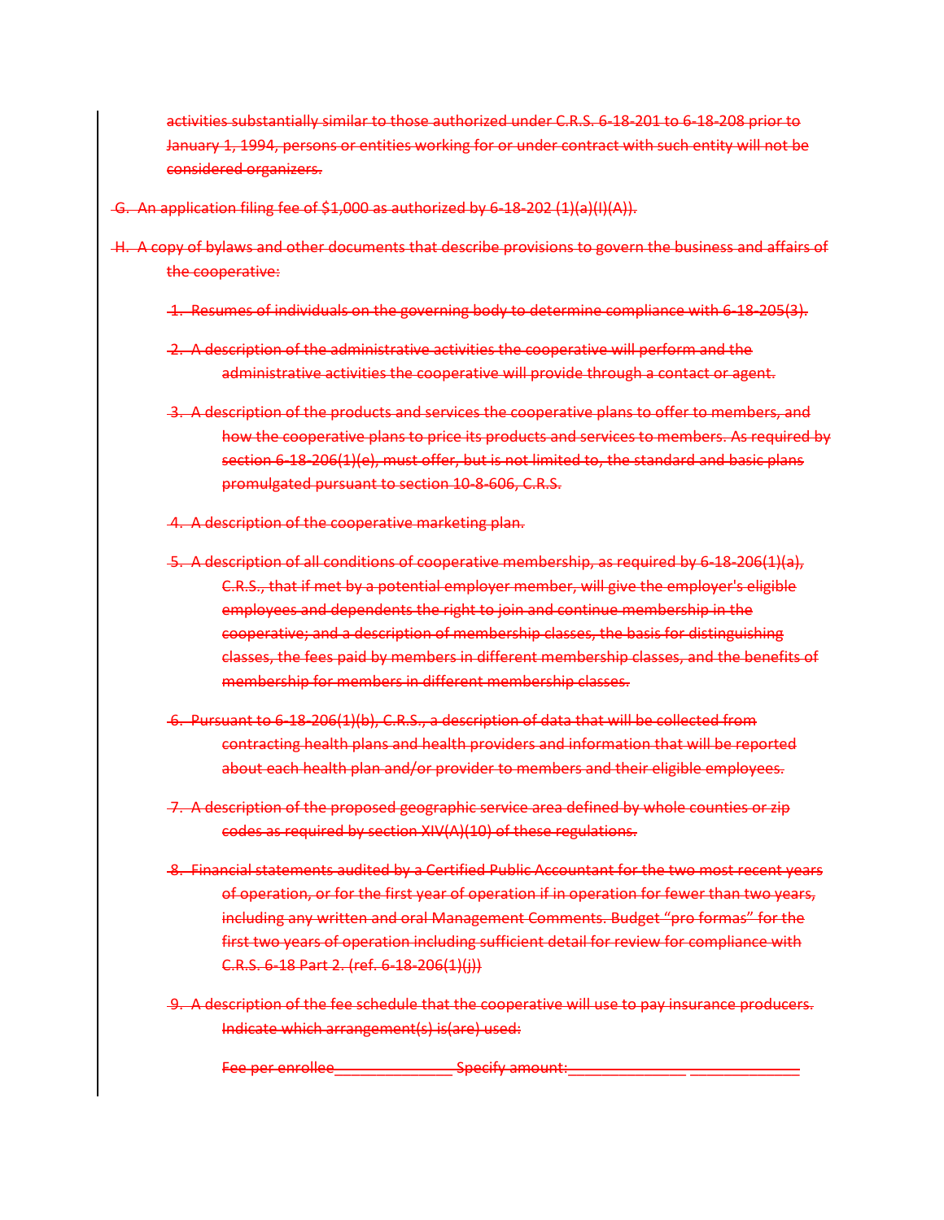activities substantially similar to those authorized under C.R.S. 6-18-201 to 6-18-208 prior to January 1, 1994, persons or entities working for or under contract with such entity will not be considered organizers.

G. An application filing fee of $1,000 as authorized by 6-18-202 (1)(a)(I)(A)).

H. A copy of bylaws and other documents that describe provisions to govern the business and affairs of the cooperative:

1. Resumes of individuals on the governing body to determine compliance with 6-18-205(3).

2. A description of the administrative activities the cooperative will perform and the administrative activities the cooperative will provide through a contact or agent.

3. A description of the products and services the cooperative plans to offer to members, and how the cooperative plans to price its products and services to members. As required by section 6-18-206(1)(e), must offer, but is not limited to, the standard and basic plans promulgated pursuant to section 10-8-606, C.R.S.

4. A description of the cooperative marketing plan.

5. A description of all conditions of cooperative membership, as required by 6-18-206(1)(a), C.R.S., that if met by a potential employer member, will give the employer's eligible employees and dependents the right to join and continue membership in the cooperative; and a description of membership classes, the basis for distinguishing classes, the fees paid by members in different membership classes, and the benefits of membership for members in different membership classes.

6. Pursuant to 6-18-206(1)(b), C.R.S., a description of data that will be collected from contracting health plans and health providers and information that will be reported about each health plan and/or provider to members and their eligible employees.

7. A description of the proposed geographic service area defined by whole counties or zip codes as required by section XIV(A)(10) of these regulations.

8. Financial statements audited by a Certified Public Accountant for the two most recent years of operation, or for the first year of operation if in operation for fewer than two years, including any written and oral Management Comments. Budget “pro formas” for the first two years of operation including sufficient detail for review for compliance with C.R.S. 6-18 Part 2. (ref. 6-18-206(1)(j))

9. A description of the fee schedule that the cooperative will use to pay insurance producers. Indicate which arrangement(s) is(are) used:

   Fee per enrollee_______________ Specify amount:_______________ ______________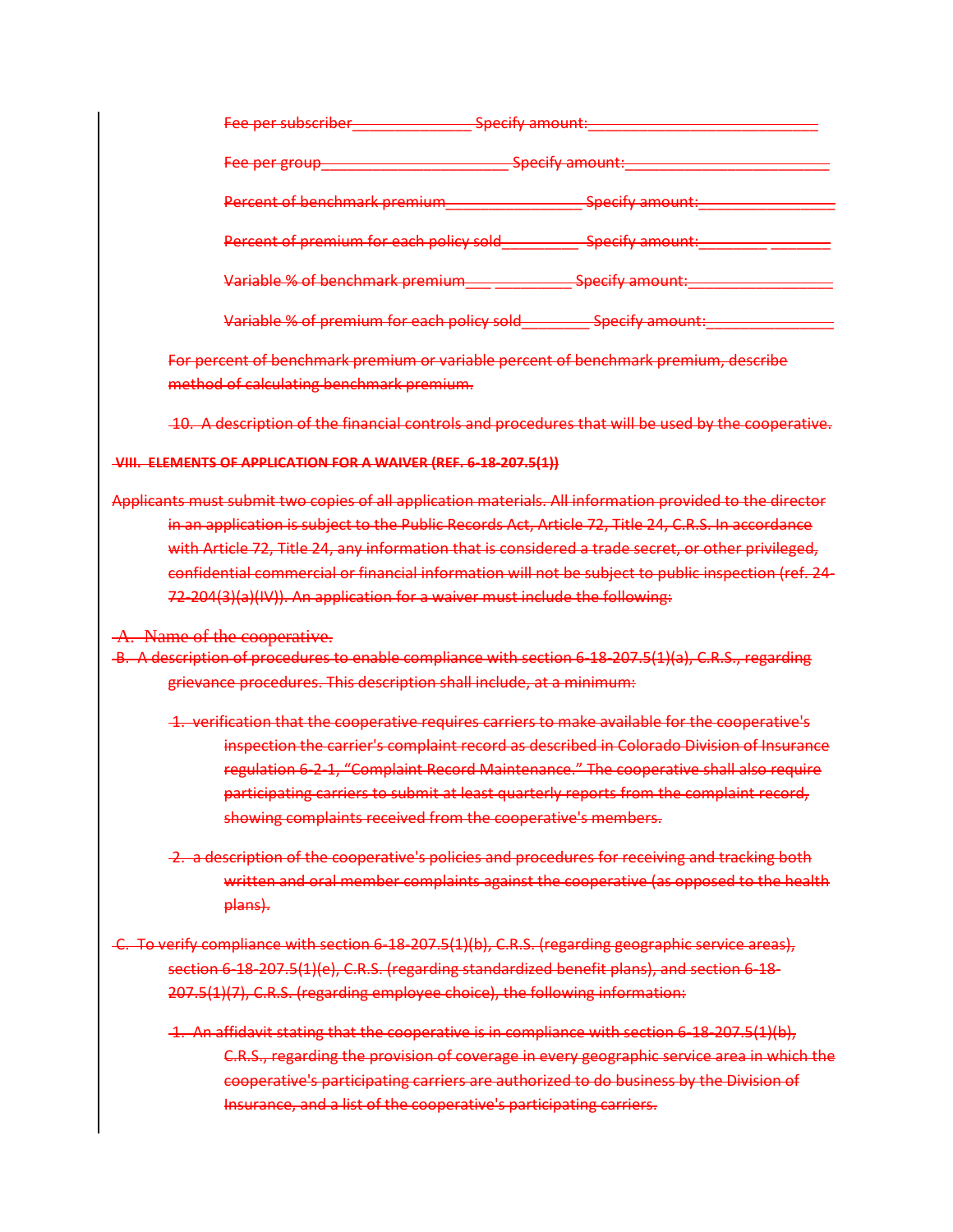~~Fee per subscriber______________ Specify amount:___________________________~~

~~Fee per group______________________ Specify amount:________________________~~

~~Percent of benchmark premium________________ Specify amount:________________~~

~~Percent of premium for each policy sold_________ Specify amount:________ _______~~

~~Variable % of benchmark premium___ _________ Specify amount:_________________~~

~~Variable % of premium for each policy sold________ Specify amount:_______________~~

~~For percent of benchmark premium or variable percent of benchmark premium, describe method of calculating benchmark premium.~~

~~10. A description of the financial controls and procedures that will be used by the cooperative.~~

~~**VIII. ELEMENTS OF APPLICATION FOR A WAIVER (REF. 6-18-207.5(1))**~~

~~Applicants must submit two copies of all application materials. All information provided to the director in an application is subject to the Public Records Act, Article 72, Title 24, C.R.S. In accordance with Article 72, Title 24, any information that is considered a trade secret, or other privileged, confidential commercial or financial information will not be subject to public inspection (ref. 24-72-204(3)(a)(IV)). An application for a waiver must include the following:~~

~~A. Name of the cooperative.~~

~~B. A description of procedures to enable compliance with section 6-18-207.5(1)(a), C.R.S., regarding grievance procedures. This description shall include, at a minimum:~~

~~1. verification that the cooperative requires carriers to make available for the cooperative's inspection the carrier's complaint record as described in Colorado Division of Insurance regulation 6-2-1, "Complaint Record Maintenance." The cooperative shall also require participating carriers to submit at least quarterly reports from the complaint record, showing complaints received from the cooperative's members.~~

~~2. a description of the cooperative's policies and procedures for receiving and tracking both written and oral member complaints against the cooperative (as opposed to the health plans).~~

~~C. To verify compliance with section 6-18-207.5(1)(b), C.R.S. (regarding geographic service areas), section 6-18-207.5(1)(e), C.R.S. (regarding standardized benefit plans), and section 6-18-207.5(1)(7), C.R.S. (regarding employee choice), the following information:~~

~~1. An affidavit stating that the cooperative is in compliance with section 6-18-207.5(1)(b), C.R.S., regarding the provision of coverage in every geographic service area in which the cooperative's participating carriers are authorized to do business by the Division of Insurance, and a list of the cooperative's participating carriers.~~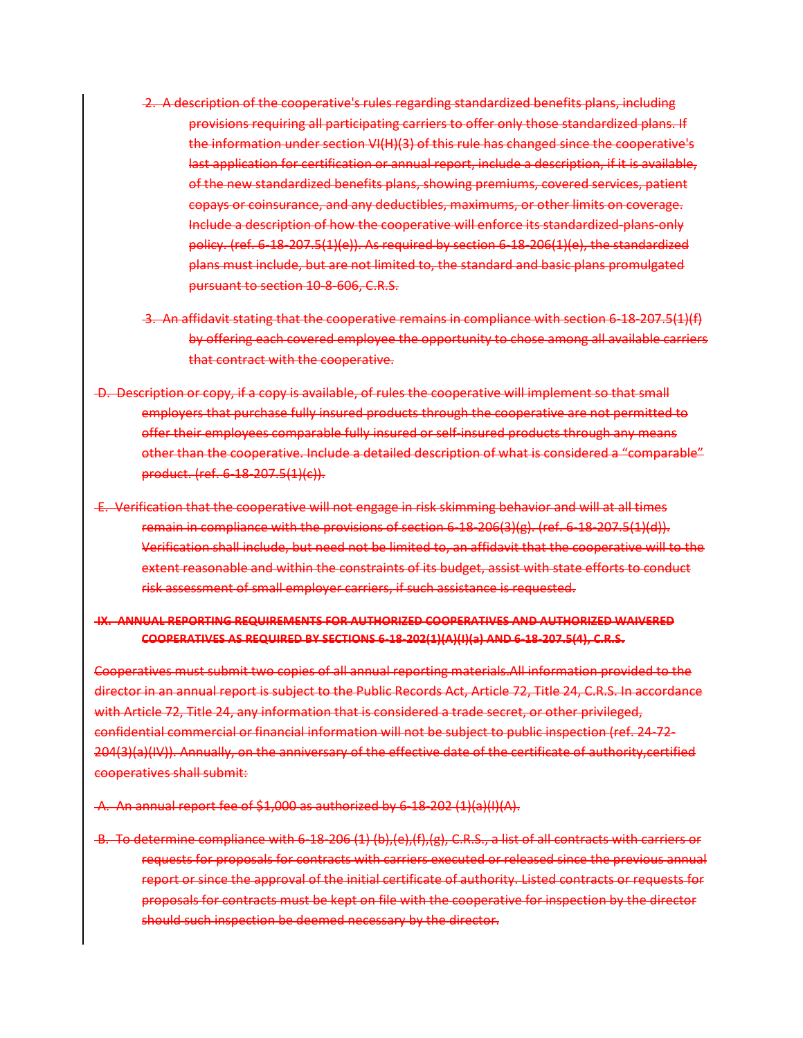2. A description of the cooperative's rules regarding standardized benefits plans, including provisions requiring all participating carriers to offer only those standardized plans. If the information under section VI(H)(3) of this rule has changed since the cooperative's last application for certification or annual report, include a description, if it is available, of the new standardized benefits plans, showing premiums, covered services, patient copays or coinsurance, and any deductibles, maximums, or other limits on coverage. Include a description of how the cooperative will enforce its standardized-plans-only policy. (ref. 6-18-207.5(1)(e)). As required by section 6-18-206(1)(e), the standardized plans must include, but are not limited to, the standard and basic plans promulgated pursuant to section 10-8-606, C.R.S.

3. An affidavit stating that the cooperative remains in compliance with section 6-18-207.5(1)(f) by offering each covered employee the opportunity to chose among all available carriers that contract with the cooperative.

D. Description or copy, if a copy is available, of rules the cooperative will implement so that small employers that purchase fully insured products through the cooperative are not permitted to offer their employees comparable fully insured or self-insured products through any means other than the cooperative. Include a detailed description of what is considered a "comparable" product. (ref. 6-18-207.5(1)(c)).

E. Verification that the cooperative will not engage in risk skimming behavior and will at all times remain in compliance with the provisions of section 6-18-206(3)(g). (ref. 6-18-207.5(1)(d)). Verification shall include, but need not be limited to, an affidavit that the cooperative will to the extent reasonable and within the constraints of its budget, assist with state efforts to conduct risk assessment of small employer carriers, if such assistance is requested.

## IX. ANNUAL REPORTING REQUIREMENTS FOR AUTHORIZED COOPERATIVES AND AUTHORIZED WAIVERED COOPERATIVES AS REQUIRED BY SECTIONS 6-18-202(1)(A)(I)(a) AND 6-18-207.5(4), C.R.S.

Cooperatives must submit two copies of all annual reporting materials.All information provided to the director in an annual report is subject to the Public Records Act, Article 72, Title 24, C.R.S. In accordance with Article 72, Title 24, any information that is considered a trade secret, or other privileged, confidential commercial or financial information will not be subject to public inspection (ref. 24-72-204(3)(a)(IV)). Annually, on the anniversary of the effective date of the certificate of authority,certified cooperatives shall submit:

A. An annual report fee of $1,000 as authorized by 6-18-202 (1)(a)(I)(A).

B. To determine compliance with 6-18-206 (1) (b),(e),(f),(g), C.R.S., a list of all contracts with carriers or requests for proposals for contracts with carriers executed or released since the previous annual report or since the approval of the initial certificate of authority. Listed contracts or requests for proposals for contracts must be kept on file with the cooperative for inspection by the director should such inspection be deemed necessary by the director.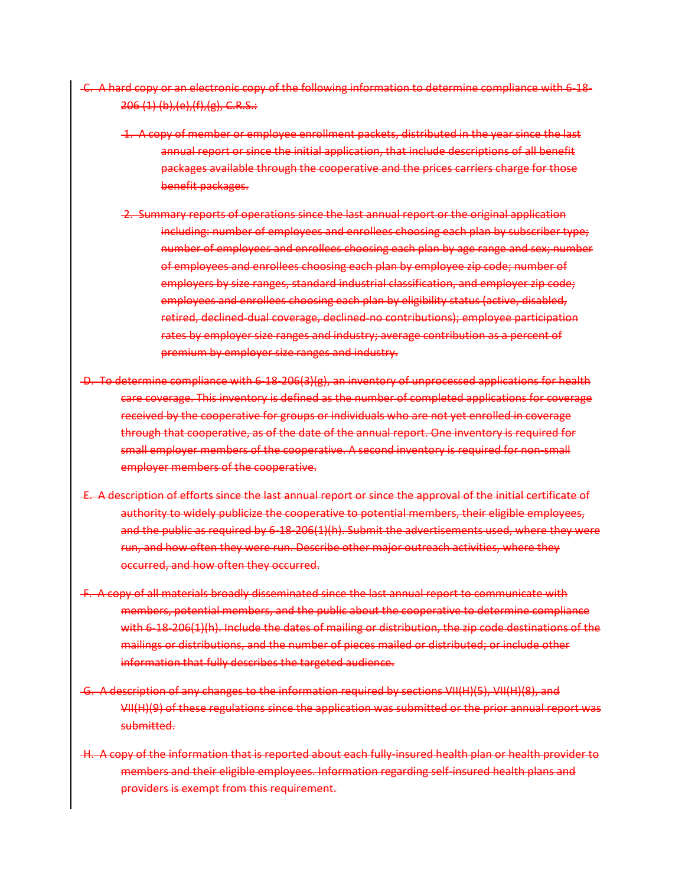~~C. A hard copy or an electronic copy of the following information to determine compliance with 6-18-206 (1) (b),(e),(f),(g), C.R.S.:~~

~~1. A copy of member or employee enrollment packets, distributed in the year since the last annual report or since the initial application, that include descriptions of all benefit packages available through the cooperative and the prices carriers charge for those benefit packages.~~

~~2. Summary reports of operations since the last annual report or the original application including: number of employees and enrollees choosing each plan by subscriber type; number of employees and enrollees choosing each plan by age range and sex; number of employees and enrollees choosing each plan by employee zip code; number of employers by size ranges, standard industrial classification, and employer zip code; employees and enrollees choosing each plan by eligibility status (active, disabled, retired, declined-dual coverage, declined-no contributions); employee participation rates by employer size ranges and industry; average contribution as a percent of premium by employer size ranges and industry.~~

~~D. To determine compliance with 6-18-206(3)(g), an inventory of unprocessed applications for health care coverage. This inventory is defined as the number of completed applications for coverage received by the cooperative for groups or individuals who are not yet enrolled in coverage through that cooperative, as of the date of the annual report. One inventory is required for small employer members of the cooperative. A second inventory is required for non-small employer members of the cooperative.~~

~~E. A description of efforts since the last annual report or since the approval of the initial certificate of authority to widely publicize the cooperative to potential members, their eligible employees, and the public as required by 6-18-206(1)(h). Submit the advertisements used, where they were run, and how often they were run. Describe other major outreach activities, where they occurred, and how often they occurred.~~

~~F. A copy of all materials broadly disseminated since the last annual report to communicate with members, potential members, and the public about the cooperative to determine compliance with 6-18-206(1)(h). Include the dates of mailing or distribution, the zip code destinations of the mailings or distributions, and the number of pieces mailed or distributed; or include other information that fully describes the targeted audience.~~

~~G. A description of any changes to the information required by sections VII(H)(5), VII(H)(8), and VII(H)(9) of these regulations since the application was submitted or the prior annual report was submitted.~~

~~H. A copy of the information that is reported about each fully-insured health plan or health provider to members and their eligible employees. Information regarding self-insured health plans and providers is exempt from this requirement.~~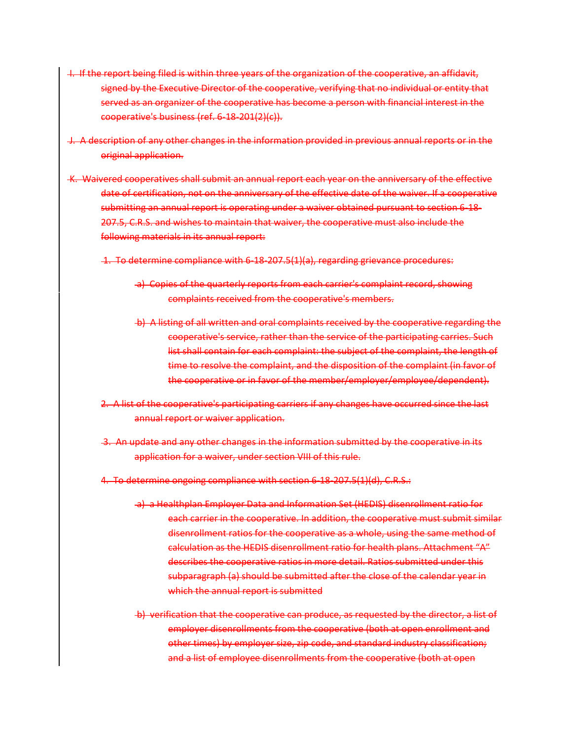~~I. If the report being filed is within three years of the organization of the cooperative, an affidavit, signed by the Executive Director of the cooperative, verifying that no individual or entity that served as an organizer of the cooperative has become a person with financial interest in the cooperative's business (ref. 6-18-201(2)(c)).~~

~~J. A description of any other changes in the information provided in previous annual reports or in the original application.~~

~~K. Waivered cooperatives shall submit an annual report each year on the anniversary of the effective date of certification, not on the anniversary of the effective date of the waiver. If a cooperative submitting an annual report is operating under a waiver obtained pursuant to section 6-18-207.5, C.R.S. and wishes to maintain that waiver, the cooperative must also include the following materials in its annual report:~~

~~1. To determine compliance with 6-18-207.5(1)(a), regarding grievance procedures:~~

~~a) Copies of the quarterly reports from each carrier's complaint record, showing complaints received from the cooperative's members.~~

~~b) A listing of all written and oral complaints received by the cooperative regarding the cooperative's service, rather than the service of the participating carries. Such list shall contain for each complaint: the subject of the complaint, the length of time to resolve the complaint, and the disposition of the complaint (in favor of the cooperative or in favor of the member/employer/employee/dependent).~~

~~2. A list of the cooperative's participating carriers if any changes have occurred since the last annual report or waiver application.~~

~~3. An update and any other changes in the information submitted by the cooperative in its application for a waiver, under section VIII of this rule.~~

~~4. To determine ongoing compliance with section 6-18-207.5(1)(d), C.R.S.:~~

~~a) a Healthplan Employer Data and Information Set (HEDIS) disenrollment ratio for each carrier in the cooperative. In addition, the cooperative must submit similar disenrollment ratios for the cooperative as a whole, using the same method of calculation as the HEDIS disenrollment ratio for health plans. Attachment "A" describes the cooperative ratios in more detail. Ratios submitted under this subparagraph (a) should be submitted after the close of the calendar year in which the annual report is submitted~~

~~b) verification that the cooperative can produce, as requested by the director, a list of employer disenrollments from the cooperative (both at open enrollment and other times) by employer size, zip code, and standard industry classification; and a list of employee disenrollments from the cooperative (both at open~~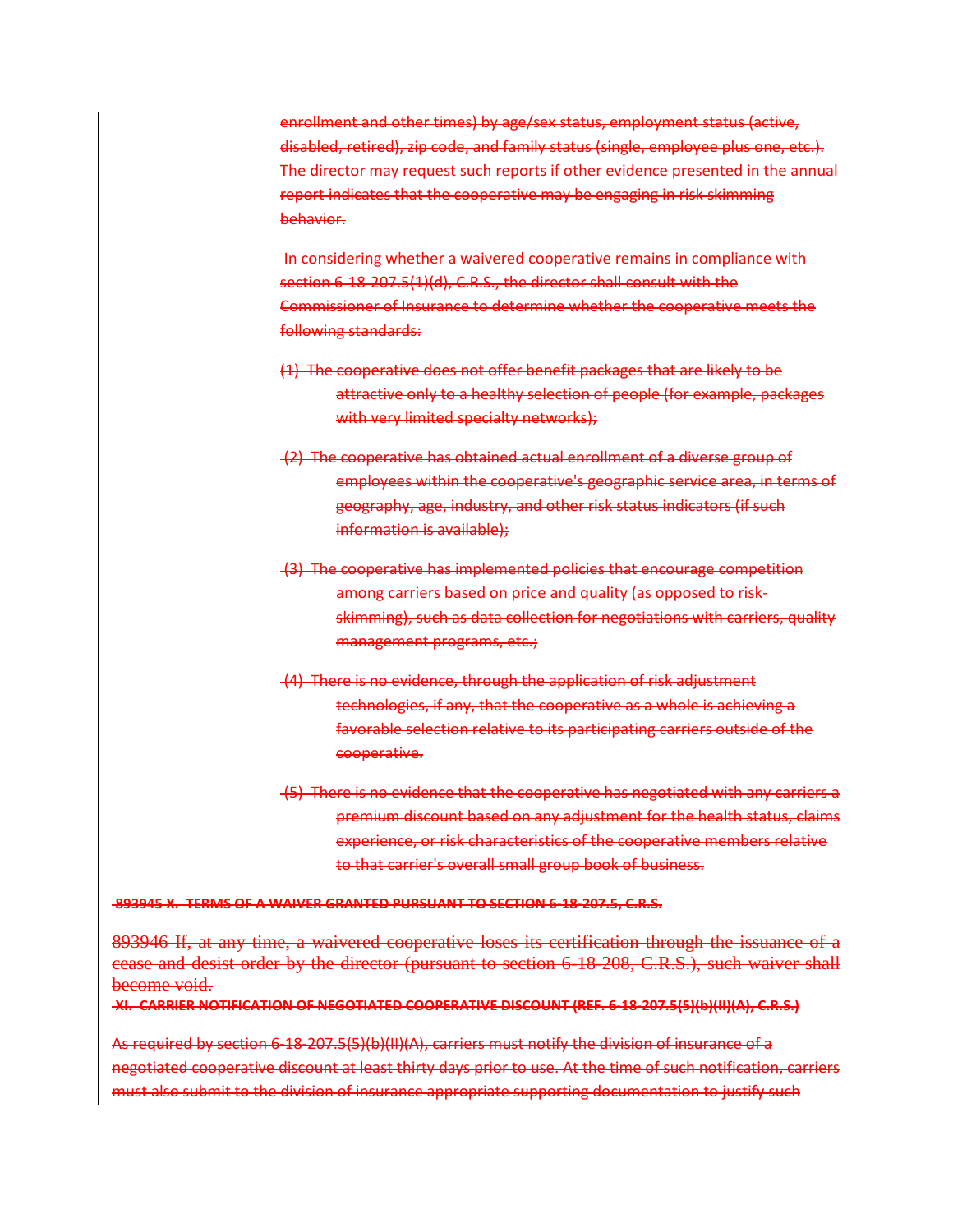~~enrollment and other times) by age/sex status, employment status (active, disabled, retired), zip code, and family status (single, employee plus one, etc.). The director may request such reports if other evidence presented in the annual report indicates that the cooperative may be engaging in risk skimming behavior.~~

~~In considering whether a waivered cooperative remains in compliance with section 6-18-207.5(1)(d), C.R.S., the director shall consult with the Commissioner of Insurance to determine whether the cooperative meets the following standards:~~

~~(1) The cooperative does not offer benefit packages that are likely to be attractive only to a healthy selection of people (for example, packages with very limited specialty networks);~~

~~(2) The cooperative has obtained actual enrollment of a diverse group of employees within the cooperative's geographic service area, in terms of geography, age, industry, and other risk status indicators (if such information is available);~~

~~(3) The cooperative has implemented policies that encourage competition among carriers based on price and quality (as opposed to risk-skimming), such as data collection for negotiations with carriers, quality management programs, etc.;~~

~~(4) There is no evidence, through the application of risk adjustment technologies, if any, that the cooperative as a whole is achieving a favorable selection relative to its participating carriers outside of the cooperative.~~

~~(5) There is no evidence that the cooperative has negotiated with any carriers a premium discount based on any adjustment for the health status, claims experience, or risk characteristics of the cooperative members relative to that carrier's overall small group book of business.~~

~~**893945 X. TERMS OF A WAIVER GRANTED PURSUANT TO SECTION 6-18-207.5, C.R.S.**~~

~~893946 If, at any time, a waivered cooperative loses its certification through the issuance of a cease and desist order by the director (pursuant to section 6-18-208, C.R.S.), such waiver shall become void.~~

~~**XI. CARRIER NOTIFICATION OF NEGOTIATED COOPERATIVE DISCOUNT (REF. 6-18-207.5(5)(b)(II)(A), C.R.S.)**~~

~~As required by section 6-18-207.5(5)(b)(II)(A), carriers must notify the division of insurance of a negotiated cooperative discount at least thirty days prior to use. At the time of such notification, carriers must also submit to the division of insurance appropriate supporting documentation to justify such~~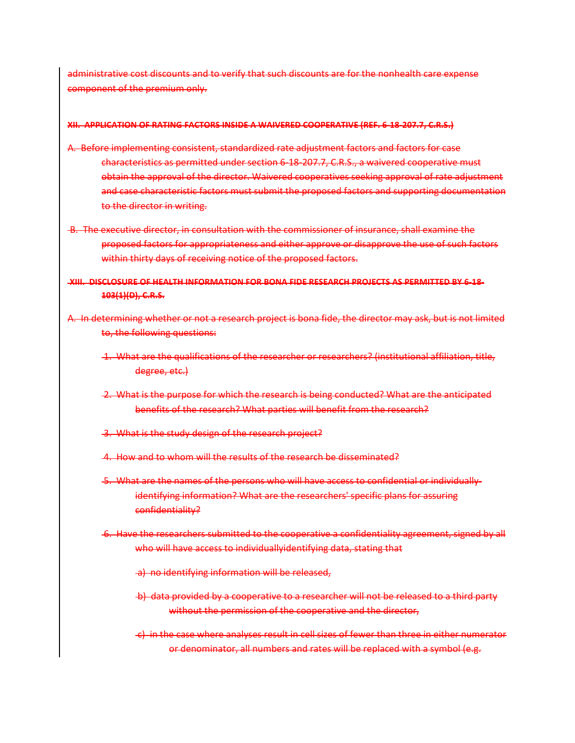~~administrative cost discounts and to verify that such discounts are for the nonhealth care expense component of the premium only.~~

**~~XII. APPLICATION OF RATING FACTORS INSIDE A WAIVERED COOPERATIVE (REF. 6-18-207.7, C.R.S.)~~**

~~A. Before implementing consistent, standardized rate adjustment factors and factors for case characteristics as permitted under section 6-18-207.7, C.R.S., a waivered cooperative must obtain the approval of the director. Waivered cooperatives seeking approval of rate adjustment and case characteristic factors must submit the proposed factors and supporting documentation to the director in writing.~~

~~B. The executive director, in consultation with the commissioner of insurance, shall examine the proposed factors for appropriateness and either approve or disapprove the use of such factors within thirty days of receiving notice of the proposed factors.~~

**~~XIII. DISCLOSURE OF HEALTH INFORMATION FOR BONA FIDE RESEARCH PROJECTS AS PERMITTED BY 6-18-103(1)(D), C.R.S.~~**

~~A. In determining whether or not a research project is bona fide, the director may ask, but is not limited to, the following questions:~~

~~1. What are the qualifications of the researcher or researchers? (institutional affiliation, title, degree, etc.)~~

~~2. What is the purpose for which the research is being conducted? What are the anticipated benefits of the research? What parties will benefit from the research?~~

~~3. What is the study design of the research project?~~

~~4. How and to whom will the results of the research be disseminated?~~

~~5. What are the names of the persons who will have access to confidential or individually-identifying information? What are the researchers' specific plans for assuring confidentiality?~~

~~6. Have the researchers submitted to the cooperative a confidentiality agreement, signed by all who will have access to individuallyidentifying data, stating that~~

~~a) no identifying information will be released,~~

~~b) data provided by a cooperative to a researcher will not be released to a third party without the permission of the cooperative and the director,~~

~~c) in the case where analyses result in cell sizes of fewer than three in either numerator or denominator, all numbers and rates will be replaced with a symbol (e.g.~~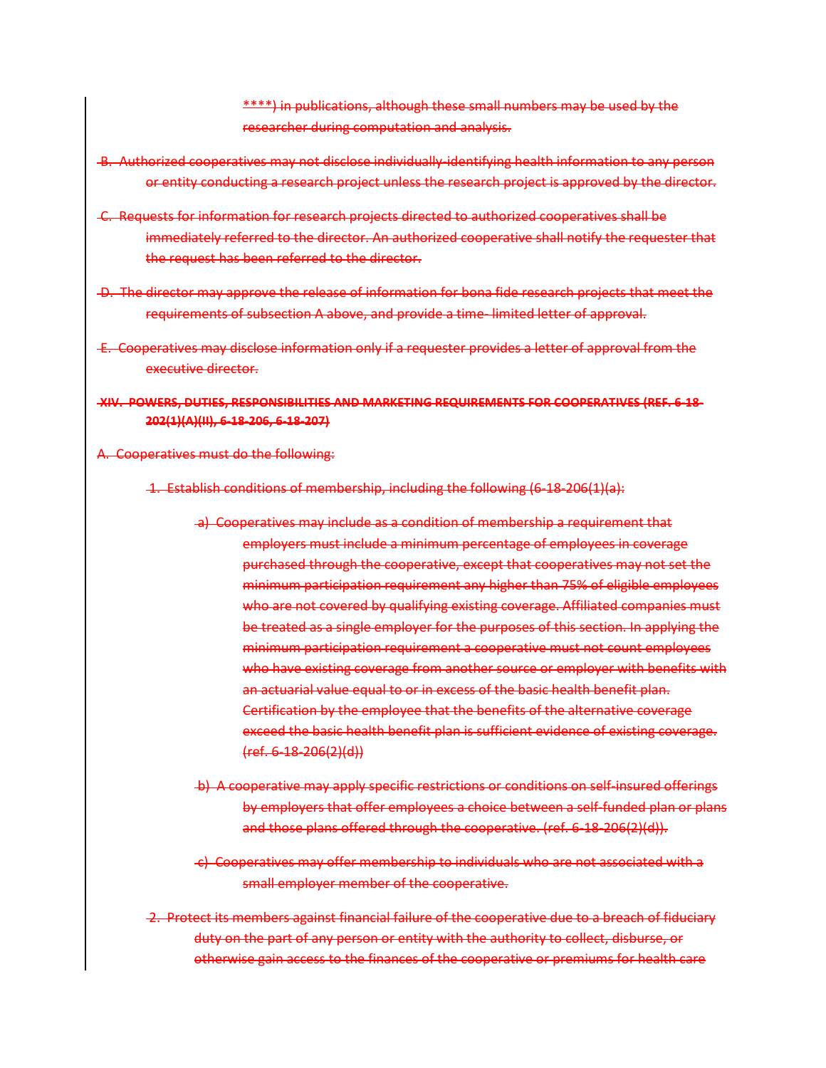~~****) in publications, although these small numbers may be used by the researcher during computation and analysis.~~

~~B. Authorized cooperatives may not disclose individually-identifying health information to any person or entity conducting a research project unless the research project is approved by the director.~~

~~C. Requests for information for research projects directed to authorized cooperatives shall be immediately referred to the director. An authorized cooperative shall notify the requester that the request has been referred to the director.~~

~~D. The director may approve the release of information for bona fide research projects that meet the requirements of subsection A above, and provide a time- limited letter of approval.~~

~~E. Cooperatives may disclose information only if a requester provides a letter of approval from the executive director.~~

~~**XIV. POWERS, DUTIES, RESPONSIBILITIES AND MARKETING REQUIREMENTS FOR COOPERATIVES (REF. 6-18-202(1)(A)(II), 6-18-206, 6-18-207)**~~

~~A. Cooperatives must do the following:~~

~~1. Establish conditions of membership, including the following (6-18-206(1)(a):~~

~~a) Cooperatives may include as a condition of membership a requirement that employers must include a minimum percentage of employees in coverage purchased through the cooperative, except that cooperatives may not set the minimum participation requirement any higher than 75% of eligible employees who are not covered by qualifying existing coverage. Affiliated companies must be treated as a single employer for the purposes of this section. In applying the minimum participation requirement a cooperative must not count employees who have existing coverage from another source or employer with benefits with an actuarial value equal to or in excess of the basic health benefit plan. Certification by the employee that the benefits of the alternative coverage exceed the basic health benefit plan is sufficient evidence of existing coverage. (ref. 6-18-206(2)(d))~~

~~b) A cooperative may apply specific restrictions or conditions on self-insured offerings by employers that offer employees a choice between a self-funded plan or plans and those plans offered through the cooperative. (ref. 6-18-206(2)(d)).~~

~~c) Cooperatives may offer membership to individuals who are not associated with a small employer member of the cooperative.~~

~~2. Protect its members against financial failure of the cooperative due to a breach of fiduciary duty on the part of any person or entity with the authority to collect, disburse, or otherwise gain access to the finances of the cooperative or premiums for health care~~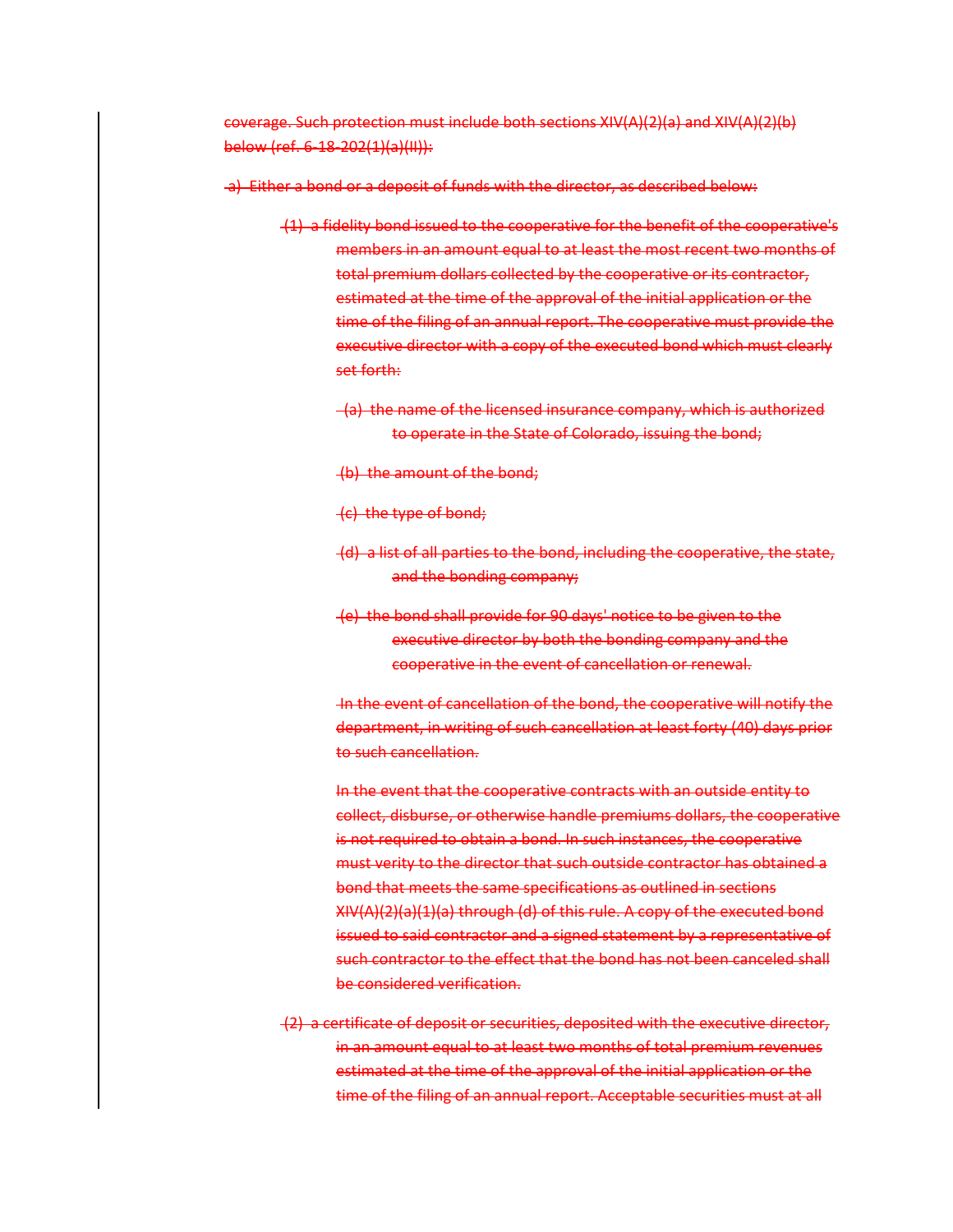~~coverage. Such protection must include both sections XIV(A)(2)(a) and XIV(A)(2)(b) below (ref. 6-18-202(1)(a)(II)):~~

~~a) Either a bond or a deposit of funds with the director, as described below:~~

~~(1) a fidelity bond issued to the cooperative for the benefit of the cooperative's members in an amount equal to at least the most recent two months of total premium dollars collected by the cooperative or its contractor, estimated at the time of the approval of the initial application or the time of the filing of an annual report. The cooperative must provide the executive director with a copy of the executed bond which must clearly set forth:~~

~~(a) the name of the licensed insurance company, which is authorized to operate in the State of Colorado, issuing the bond;~~

~~(b) the amount of the bond;~~

~~(c) the type of bond;~~

~~(d) a list of all parties to the bond, including the cooperative, the state, and the bonding company;~~

~~(e) the bond shall provide for 90 days' notice to be given to the executive director by both the bonding company and the cooperative in the event of cancellation or renewal.~~

~~In the event of cancellation of the bond, the cooperative will notify the department, in writing of such cancellation at least forty (40) days prior to such cancellation.~~

~~In the event that the cooperative contracts with an outside entity to collect, disburse, or otherwise handle premiums dollars, the cooperative is not required to obtain a bond. In such instances, the cooperative must verity to the director that such outside contractor has obtained a bond that meets the same specifications as outlined in sections XIV(A)(2)(a)(1)(a) through (d) of this rule. A copy of the executed bond issued to said contractor and a signed statement by a representative of such contractor to the effect that the bond has not been canceled shall be considered verification.~~

~~(2) a certificate of deposit or securities, deposited with the executive director, in an amount equal to at least two months of total premium revenues estimated at the time of the approval of the initial application or the time of the filing of an annual report. Acceptable securities must at all~~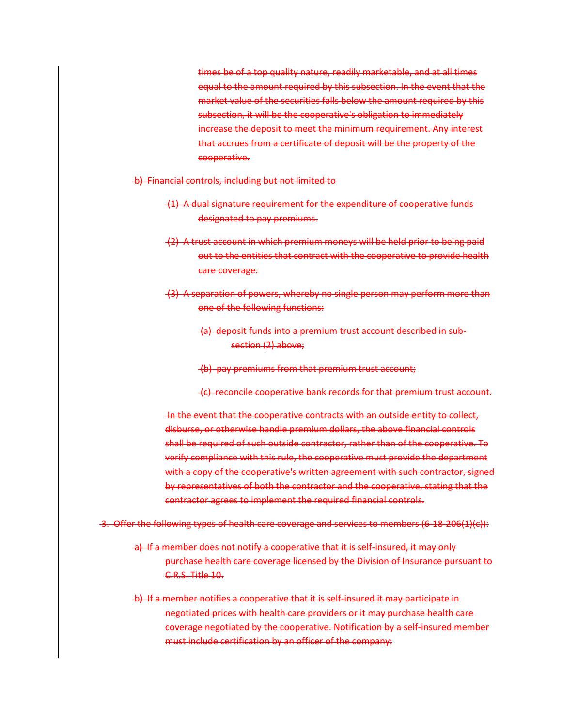~~times be of a top quality nature, readily marketable, and at all times equal to the amount required by this subsection. In the event that the market value of the securities falls below the amount required by this subsection, it will be the cooperative's obligation to immediately increase the deposit to meet the minimum requirement. Any interest that accrues from a certificate of deposit will be the property of the cooperative.~~

~~b) Financial controls, including but not limited to~~

~~(1) A dual signature requirement for the expenditure of cooperative funds designated to pay premiums.~~

~~(2) A trust account in which premium moneys will be held prior to being paid out to the entities that contract with the cooperative to provide health care coverage.~~

~~(3) A separation of powers, whereby no single person may perform more than one of the following functions:~~

~~(a) deposit funds into a premium trust account described in sub-section (2) above;~~

~~(b) pay premiums from that premium trust account;~~

~~(c) reconcile cooperative bank records for that premium trust account.~~

~~In the event that the cooperative contracts with an outside entity to collect, disburse, or otherwise handle premium dollars, the above financial controls shall be required of such outside contractor, rather than of the cooperative. To verify compliance with this rule, the cooperative must provide the department with a copy of the cooperative's written agreement with such contractor, signed by representatives of both the contractor and the cooperative, stating that the contractor agrees to implement the required financial controls.~~

~~3. Offer the following types of health care coverage and services to members (6-18-206(1)(c)):~~

~~a) If a member does not notify a cooperative that it is self-insured, it may only purchase health care coverage licensed by the Division of Insurance pursuant to C.R.S. Title 10.~~

~~b) If a member notifies a cooperative that it is self-insured it may participate in negotiated prices with health care providers or it may purchase health care coverage negotiated by the cooperative. Notification by a self-insured member must include certification by an officer of the company:~~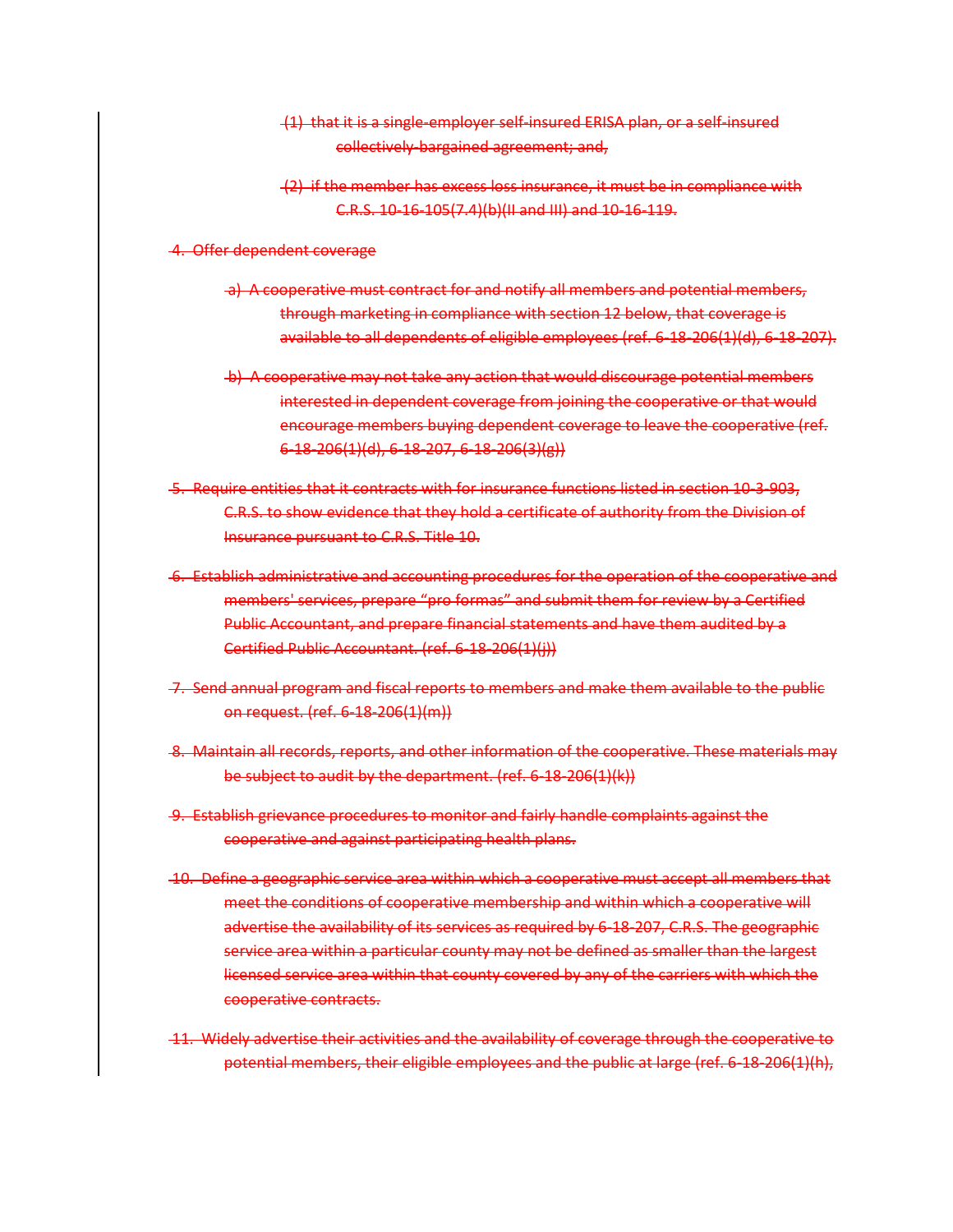~~(1) that it is a single-employer self-insured ERISA plan, or a self-insured collectively-bargained agreement; and,~~

~~(2) if the member has excess loss insurance, it must be in compliance with C.R.S. 10-16-105(7.4)(b)(II and III) and 10-16-119.~~

~~4. Offer dependent coverage~~

~~a) A cooperative must contract for and notify all members and potential members, through marketing in compliance with section 12 below, that coverage is available to all dependents of eligible employees (ref. 6-18-206(1)(d), 6-18-207).~~

~~b) A cooperative may not take any action that would discourage potential members interested in dependent coverage from joining the cooperative or that would encourage members buying dependent coverage to leave the cooperative (ref. 6-18-206(1)(d), 6-18-207, 6-18-206(3)(g))~~

~~5. Require entities that it contracts with for insurance functions listed in section 10-3-903, C.R.S. to show evidence that they hold a certificate of authority from the Division of Insurance pursuant to C.R.S. Title 10.~~

~~6. Establish administrative and accounting procedures for the operation of the cooperative and members' services, prepare "pro formas" and submit them for review by a Certified Public Accountant, and prepare financial statements and have them audited by a Certified Public Accountant. (ref. 6-18-206(1)(j))~~

~~7. Send annual program and fiscal reports to members and make them available to the public on request. (ref. 6-18-206(1)(m))~~

~~8. Maintain all records, reports, and other information of the cooperative. These materials may be subject to audit by the department. (ref. 6-18-206(1)(k))~~

~~9. Establish grievance procedures to monitor and fairly handle complaints against the cooperative and against participating health plans.~~

~~10. Define a geographic service area within which a cooperative must accept all members that meet the conditions of cooperative membership and within which a cooperative will advertise the availability of its services as required by 6-18-207, C.R.S. The geographic service area within a particular county may not be defined as smaller than the largest licensed service area within that county covered by any of the carriers with which the cooperative contracts.~~

~~11. Widely advertise their activities and the availability of coverage through the cooperative to potential members, their eligible employees and the public at large (ref. 6-18-206(1)(h),~~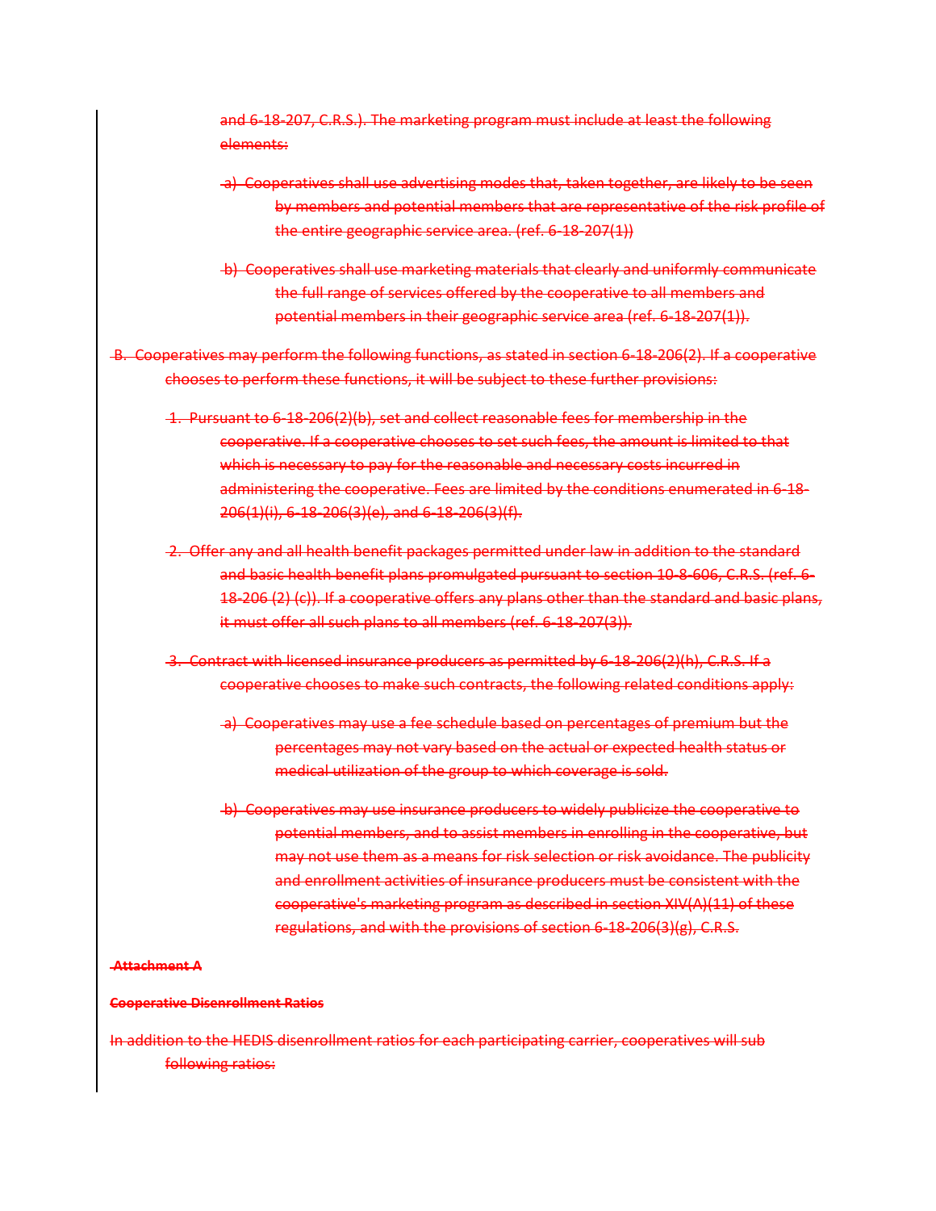~~and 6-18-207, C.R.S.). The marketing program must include at least the following elements:~~

~~a) Cooperatives shall use advertising modes that, taken together, are likely to be seen by members and potential members that are representative of the risk profile of the entire geographic service area. (ref. 6-18-207(1))~~

~~b) Cooperatives shall use marketing materials that clearly and uniformly communicate the full range of services offered by the cooperative to all members and potential members in their geographic service area (ref. 6-18-207(1)).~~

~~B. Cooperatives may perform the following functions, as stated in section 6-18-206(2). If a cooperative chooses to perform these functions, it will be subject to these further provisions:~~

~~1. Pursuant to 6-18-206(2)(b), set and collect reasonable fees for membership in the cooperative. If a cooperative chooses to set such fees, the amount is limited to that which is necessary to pay for the reasonable and necessary costs incurred in administering the cooperative. Fees are limited by the conditions enumerated in 6-18-206(1)(i), 6-18-206(3)(e), and 6-18-206(3)(f).~~

~~2. Offer any and all health benefit packages permitted under law in addition to the standard and basic health benefit plans promulgated pursuant to section 10-8-606, C.R.S. (ref. 6-18-206 (2) (c)). If a cooperative offers any plans other than the standard and basic plans, it must offer all such plans to all members (ref. 6-18-207(3)).~~

~~3. Contract with licensed insurance producers as permitted by 6-18-206(2)(h), C.R.S. If a cooperative chooses to make such contracts, the following related conditions apply:~~

~~a) Cooperatives may use a fee schedule based on percentages of premium but the percentages may not vary based on the actual or expected health status or medical utilization of the group to which coverage is sold.~~

~~b) Cooperatives may use insurance producers to widely publicize the cooperative to potential members, and to assist members in enrolling in the cooperative, but may not use them as a means for risk selection or risk avoidance. The publicity and enrollment activities of insurance producers must be consistent with the cooperative's marketing program as described in section XIV(A)(11) of these regulations, and with the provisions of section 6-18-206(3)(g), C.R.S.~~

~~**Attachment A**~~

~~**Cooperative Disenrollment Ratios**~~

~~In addition to the HEDIS disenrollment ratios for each participating carrier, cooperatives will sub following ratios:~~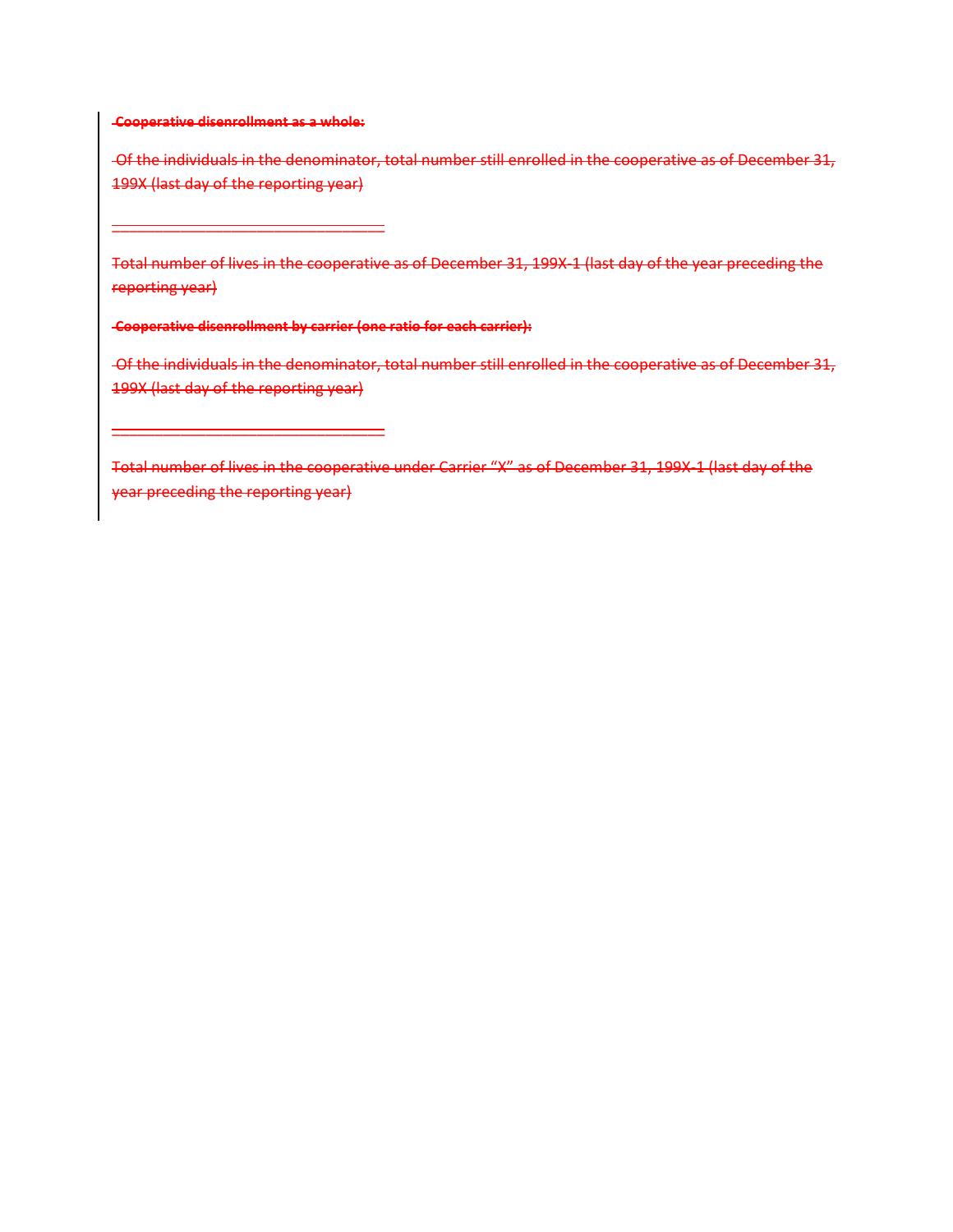~~**Cooperative disenrollment as a whole:**~~

~~Of the individuals in the denominator, total number still enrolled in the cooperative as of December 31, 199X (last day of the reporting year)~~

\_\_\_\_\_\_\_\_\_\_\_\_\_\_\_\_\_\_\_\_\_\_\_\_\_\_\_\_\_\_\_\_\_\_\_

~~Total number of lives in the cooperative as of December 31, 199X-1 (last day of the year preceding the reporting year)~~

~~**Cooperative disenrollment by carrier (one ratio for each carrier):**~~

~~Of the individuals in the denominator, total number still enrolled in the cooperative as of December 31, 199X (last day of the reporting year)~~

\_\_\_\_\_\_\_\_\_\_\_\_\_\_\_\_\_\_\_\_\_\_\_\_\_\_\_\_\_\_\_\_\_\_\_

~~Total number of lives in the cooperative under Carrier "X" as of December 31, 199X-1 (last day of the year preceding the reporting year)~~